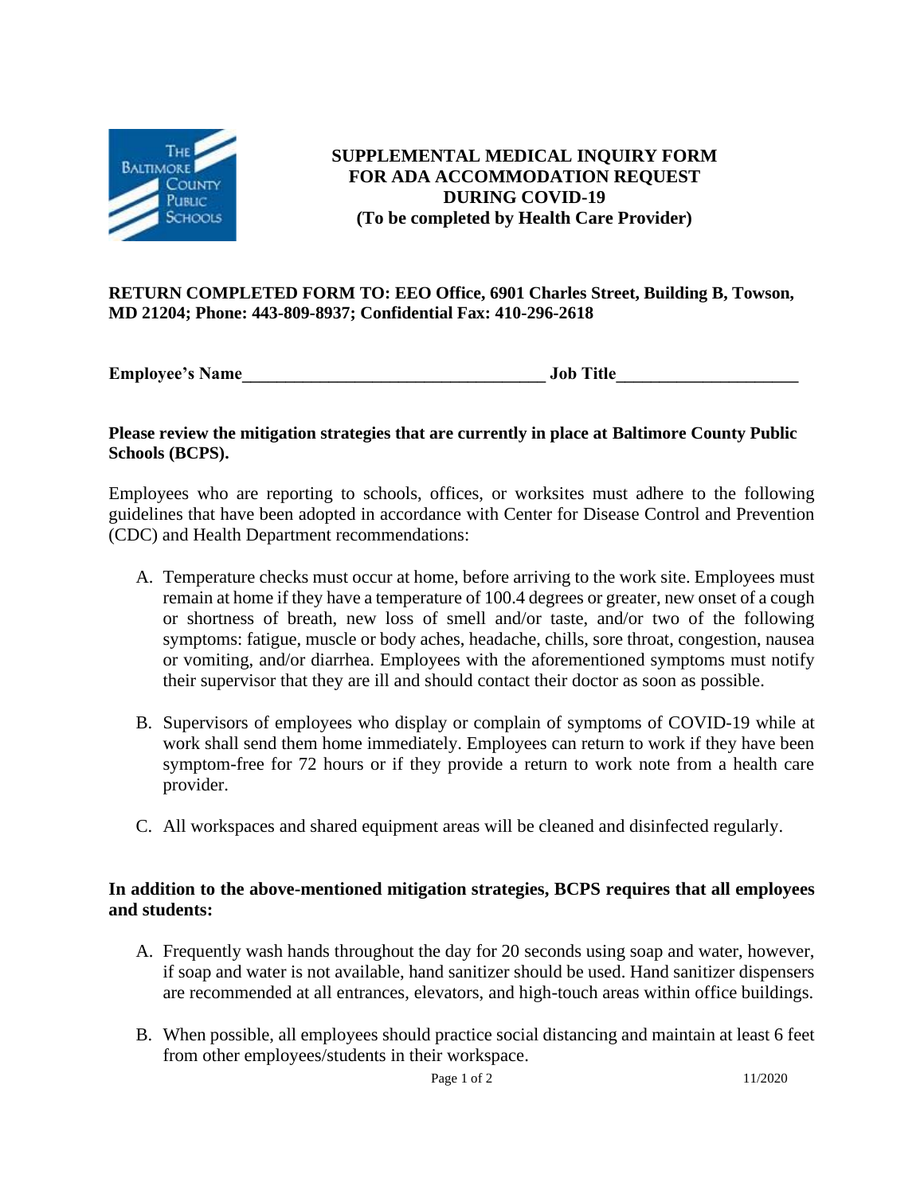# SUPPLEMENTAL MEDICAL INQUIRY FORM FOR ADA ACCOMMODATION REQUEST DURING COVID-19

**(To be completed by Health Care Provider)**

**RETURN COMPLETED FORM TO: EEO Office, 6901 Charles Street, Building B, Towson, MD 21204; Phone: 443-809-8937; Confidential Fax: 410-296-2618**

**Employee's Name**___________________________________ **Job Title**____________________

**Please review the mitigation strategies that are currently in place at Baltimore County Public Schools (BCPS).**

Employees who are reporting to schools, offices, or worksites must adhere to the following guidelines that have been adopted in accordance with Center for Disease Control and Prevention (CDC) and Health Department recommendations:

A. Temperature checks must occur at home, before arriving to the work site. Employees must remain at home if they have a temperature of 100.4 degrees or greater, new onset of a cough or shortness of breath, new loss of smell and/or taste, and/or two of the following symptoms: fatigue, muscle or body aches, headache, chills, sore throat, congestion, nausea or vomiting, and/or diarrhea. Employees with the aforementioned symptoms must notify their supervisor that they are ill and should contact their doctor as soon as possible.

B. Supervisors of employees who display or complain of symptoms of COVID-19 while at work shall send them home immediately. Employees can return to work if they have been symptom-free for 72 hours or if they provide a return to work note from a health care provider.

C. All workspaces and shared equipment areas will be cleaned and disinfected regularly.

**In addition to the above-mentioned mitigation strategies, BCPS requires that all employees and students:**

A. Frequently wash hands throughout the day for 20 seconds using soap and water, however, if soap and water is not available, hand sanitizer should be used. Hand sanitizer dispensers are recommended at all entrances, elevators, and high-touch areas within office buildings.

B. When possible, all employees should practice social distancing and maintain at least 6 feet from other employees/students in their workspace.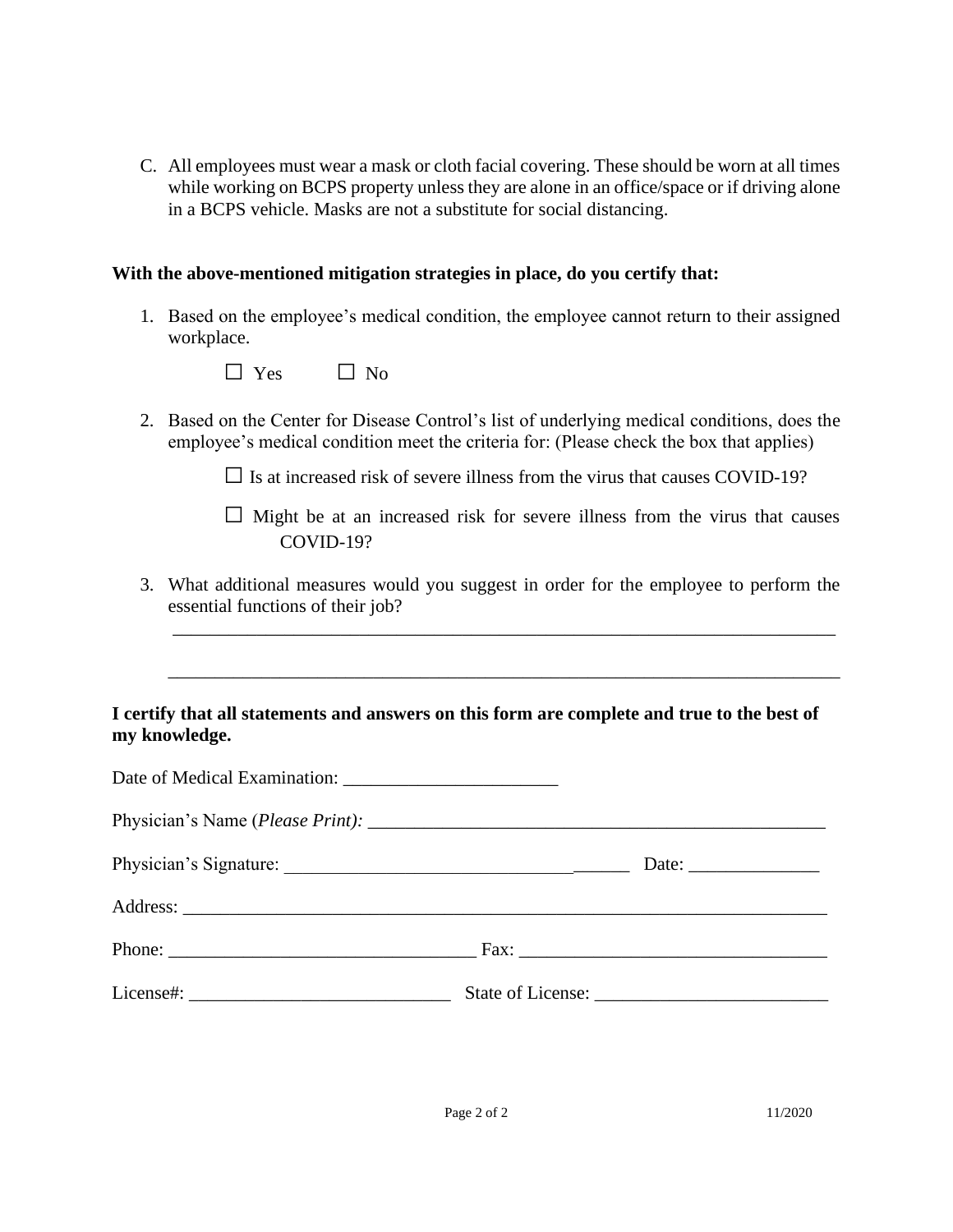C. All employees must wear a mask or cloth facial covering. These should be worn at all times while working on BCPS property unless they are alone in an office/space or if driving alone in a BCPS vehicle. Masks are not a substitute for social distancing.

**With the above-mentioned mitigation strategies in place, do you certify that:**

1. Based on the employee's medical condition, the employee cannot return to their assigned workplace.

   ☐ Yes ☐ No

2. Based on the Center for Disease Control's list of underlying medical conditions, does the employee's medical condition meet the criteria for: (Please check the box that applies)

   ☐ Is at increased risk of severe illness from the virus that causes COVID-19?

   ☐ Might be at an increased risk for severe illness from the virus that causes COVID-19?

3. What additional measures would you suggest in order for the employee to perform the essential functions of their job?

   ______________________________________________________________________________

   ______________________________________________________________________________

**I certify that all statements and answers on this form are complete and true to the best of my knowledge.**

Date of Medical Examination: ________________________

Physician's Name (*Please Print):* ____________________________________________________

Physician's Signature: _____________________________________ Date: ______________

Address: ________________________________________________________________________

Phone: __________________________________ Fax: __________________________________

License#: ____________________________ State of License: _________________________

11/2020